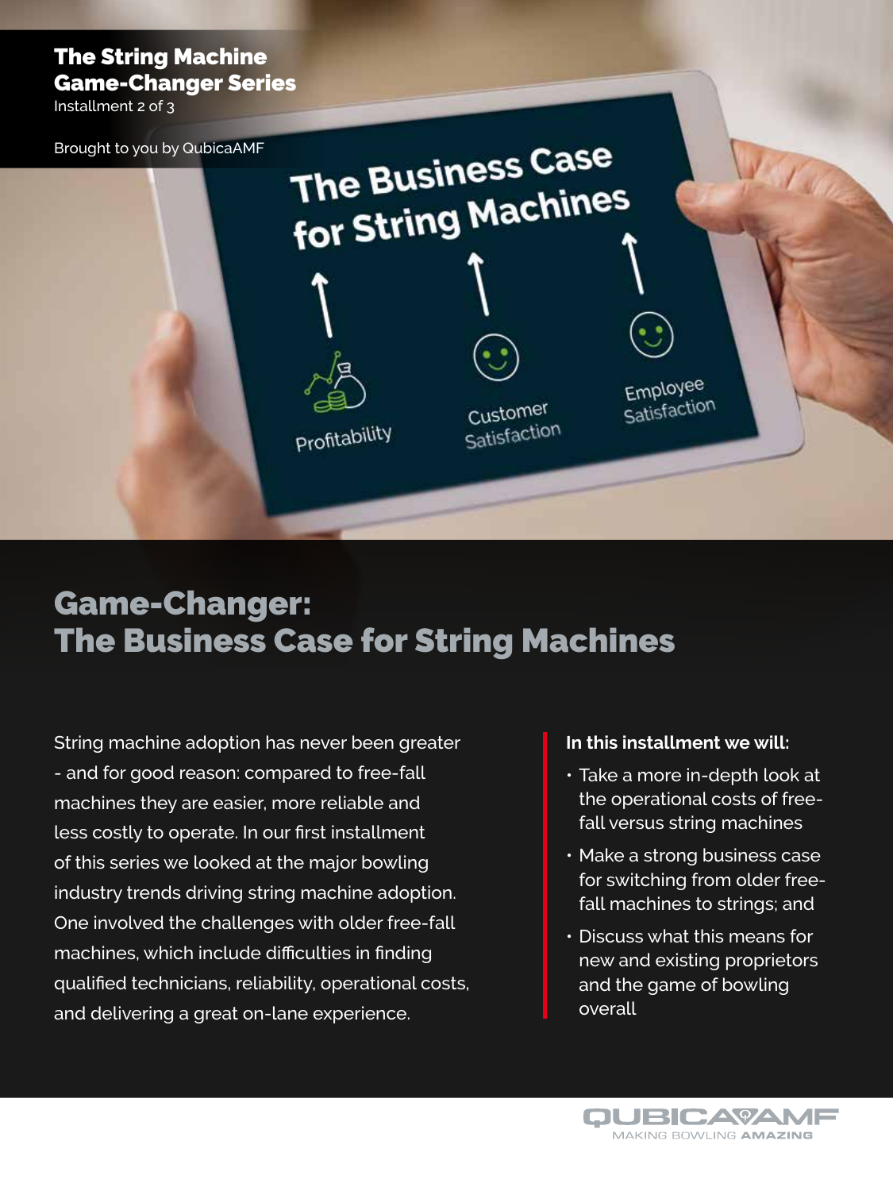**The String Machine Game-Changer Series**
Installment 2 of 3

Brought to you by QubicaAMF

# Game-Changer: The Business Case for String Machines

String machine adoption has never been greater - and for good reason: compared to free-fall machines they are easier, more reliable and less costly to operate. In our first installment of this series we looked at the major bowling industry trends driving string machine adoption. One involved the challenges with older free-fall machines, which include difficulties in finding qualified technicians, reliability, operational costs, and delivering a great on-lane experience.

**In this installment we will:**

- Take a more in-depth look at the operational costs of free-fall versus string machines
- Make a strong business case for switching from older free-fall machines to strings; and
- Discuss what this means for new and existing proprietors and the game of bowling overall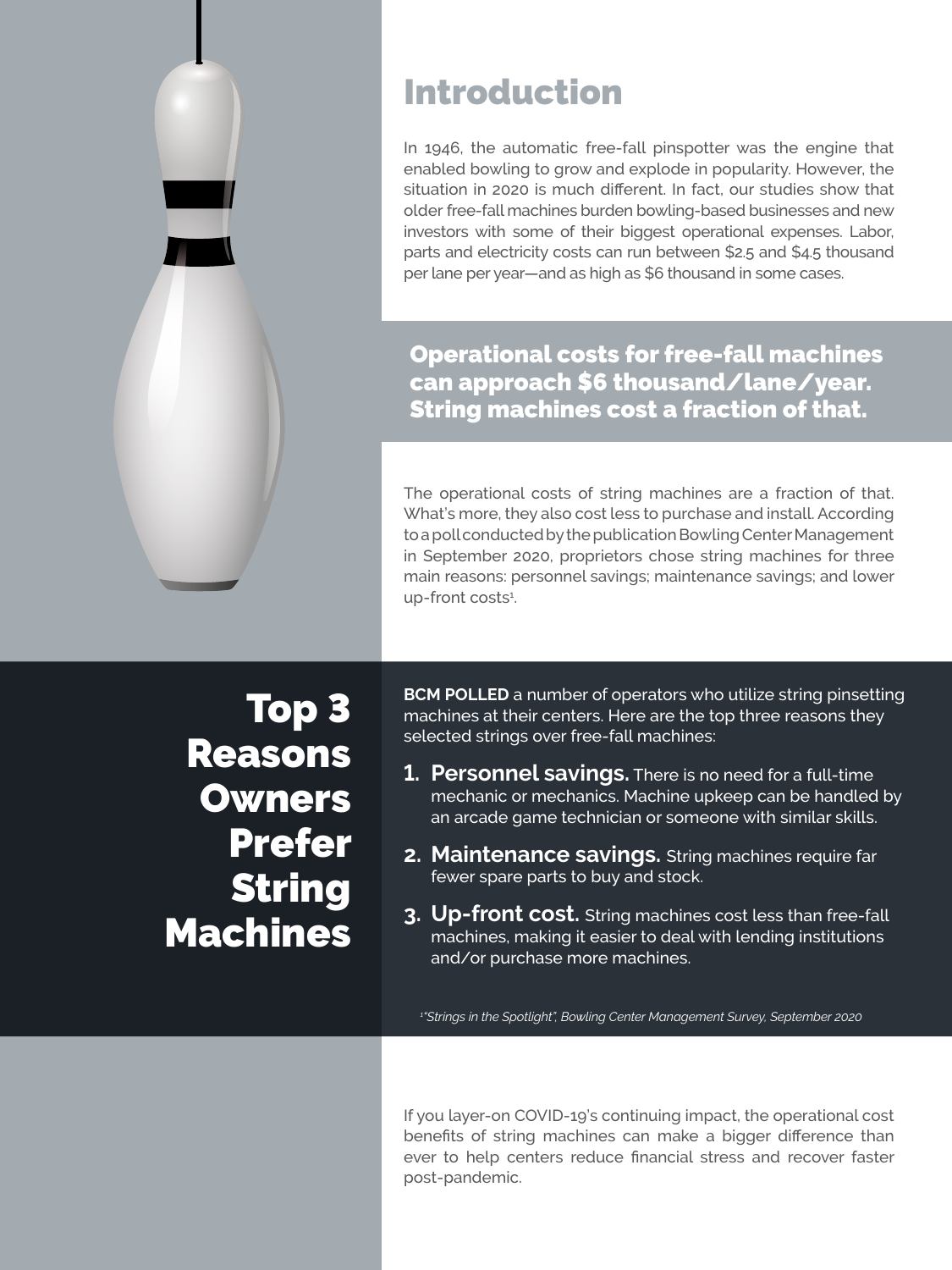# Introduction

In 1946, the automatic free-fall pinspotter was the engine that enabled bowling to grow and explode in popularity. However, the situation in 2020 is much different. In fact, our studies show that older free-fall machines burden bowling-based businesses and new investors with some of their biggest operational expenses. Labor, parts and electricity costs can run between $2.5 and $4.5 thousand per lane per year—and as high as $6 thousand in some cases.

**Operational costs for free-fall machines can approach $6 thousand/lane/year. String machines cost a fraction of that.**

The operational costs of string machines are a fraction of that. What's more, they also cost less to purchase and install. According to a poll conducted by the publication Bowling Center Management in September 2020, proprietors chose string machines for three main reasons: personnel savings; maintenance savings; and lower up-front costs[1].

## Top 3 Reasons Owners Prefer String Machines

**BCM POLLED** a number of operators who utilize string pinsetting machines at their centers. Here are the top three reasons they selected strings over free-fall machines:

1. **Personnel savings.** There is no need for a full-time mechanic or mechanics. Machine upkeep can be handled by an arcade game technician or someone with similar skills.
2. **Maintenance savings.** String machines require far fewer spare parts to buy and stock.
3. **Up-front cost.** String machines cost less than free-fall machines, making it easier to deal with lending institutions and/or purchase more machines.

*[1]"Strings in the Spotlight", Bowling Center Management Survey, September 2020*

If you layer-on COVID-19's continuing impact, the operational cost benefits of string machines can make a bigger difference than ever to help centers reduce financial stress and recover faster post-pandemic.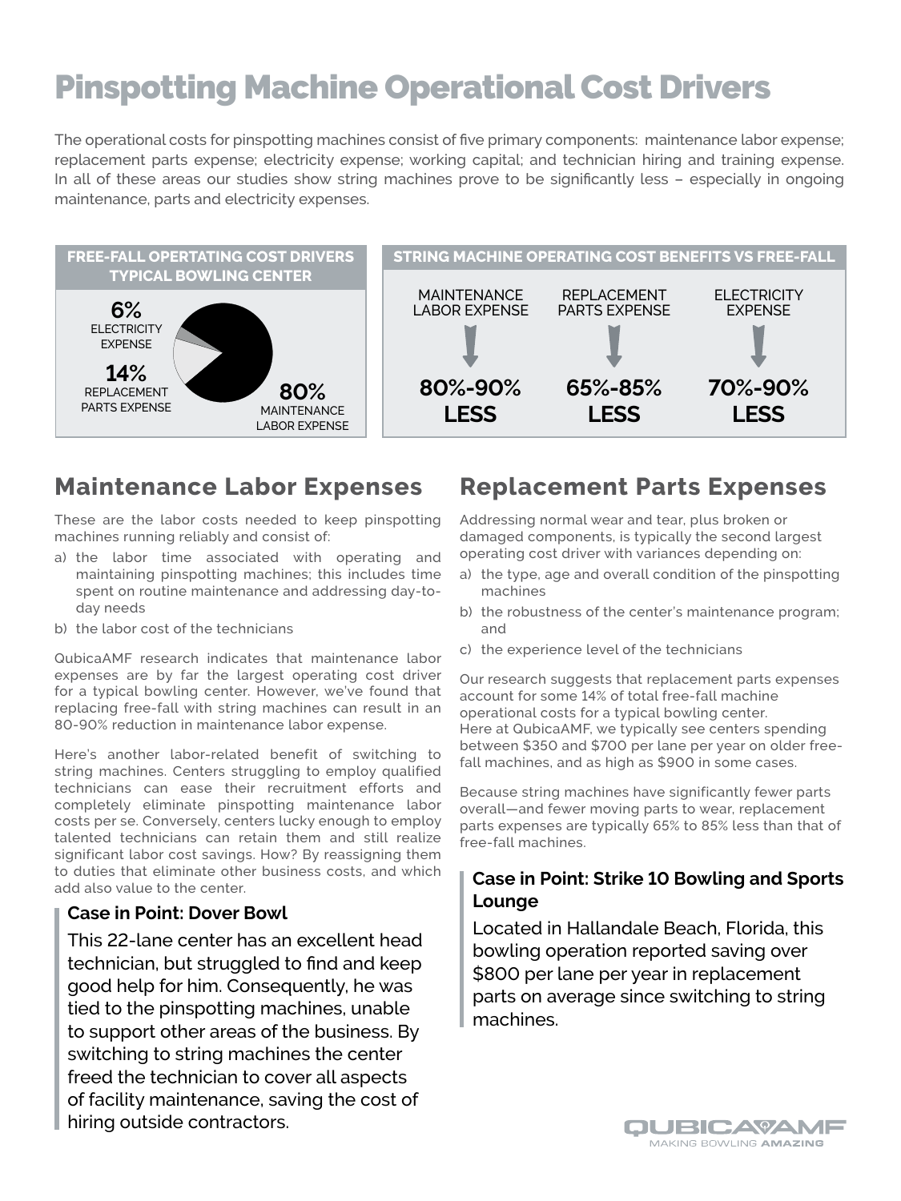# Pinspotting Machine Operational Cost Drivers

The operational costs for pinspotting machines consist of five primary components: maintenance labor expense; replacement parts expense; electricity expense; working capital; and technician hiring and training expense. In all of these areas our studies show string machines prove to be significantly less – especially in ongoing maintenance, parts and electricity expenses.

**FREE-FALL OPERTATING COST DRIVERS TYPICAL BOWLING CENTER**

- **6%** ELECTRICITY EXPENSE
- **14%** REPLACEMENT PARTS EXPENSE
- **80%** MAINTENANCE LABOR EXPENSE

**STRING MACHINE OPERATING COST BENEFITS VS FREE-FALL**

| MAINTENANCE LABOR EXPENSE | REPLACEMENT PARTS EXPENSE | ELECTRICITY EXPENSE |
|---|---|---|
| **80%-90% LESS** | **65%-85% LESS** | **70%-90% LESS** |

## Maintenance Labor Expenses

These are the labor costs needed to keep pinspotting machines running reliably and consist of:

a) the labor time associated with operating and maintaining pinspotting machines; this includes time spent on routine maintenance and addressing day-to-day needs
b) the labor cost of the technicians

QubicaAMF research indicates that maintenance labor expenses are by far the largest operating cost driver for a typical bowling center. However, we've found that replacing free-fall with string machines can result in an 80-90% reduction in maintenance labor expense.

Here's another labor-related benefit of switching to string machines. Centers struggling to employ qualified technicians can ease their recruitment efforts and completely eliminate pinspotting maintenance labor costs per se. Conversely, centers lucky enough to employ talented technicians can retain them and still realize significant labor cost savings. How? By reassigning them to duties that eliminate other business costs, and which add also value to the center.

### Case in Point: Dover Bowl

This 22-lane center has an excellent head technician, but struggled to find and keep good help for him. Consequently, he was tied to the pinspotting machines, unable to support other areas of the business. By switching to string machines the center freed the technician to cover all aspects of facility maintenance, saving the cost of hiring outside contractors.

## Replacement Parts Expenses

Addressing normal wear and tear, plus broken or damaged components, is typically the second largest operating cost driver with variances depending on:

a) the type, age and overall condition of the pinspotting machines
b) the robustness of the center's maintenance program; and
c) the experience level of the technicians

Our research suggests that replacement parts expenses account for some 14% of total free-fall machine operational costs for a typical bowling center. Here at QubicaAMF, we typically see centers spending between $350 and $700 per lane per year on older free-fall machines, and as high as $900 in some cases.

Because string machines have significantly fewer parts overall—and fewer moving parts to wear, replacement parts expenses are typically 65% to 85% less than that of free-fall machines.

### Case in Point: Strike 10 Bowling and Sports Lounge

Located in Hallandale Beach, Florida, this bowling operation reported saving over $800 per lane per year in replacement parts on average since switching to string machines.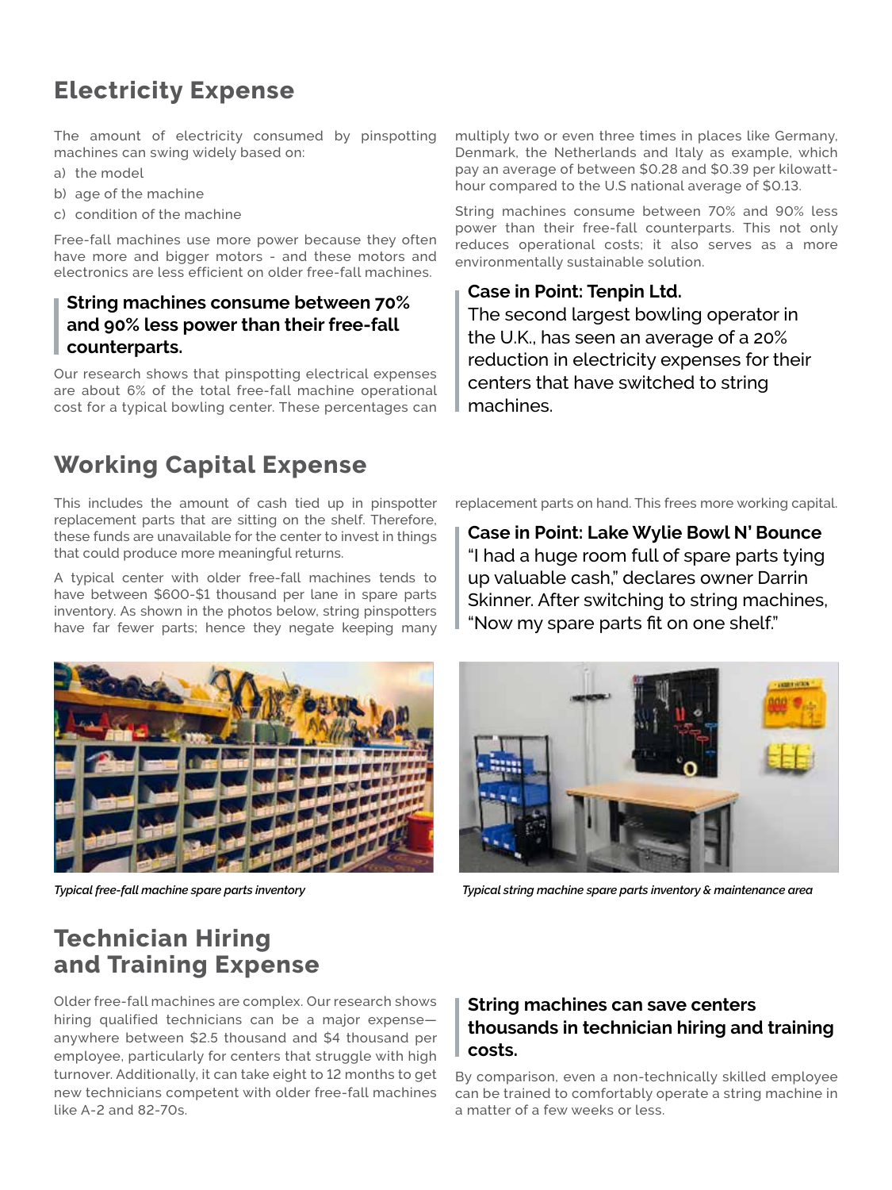## Electricity Expense

The amount of electricity consumed by pinspotting machines can swing widely based on:

a) the model
b) age of the machine
c) condition of the machine

Free-fall machines use more power because they often have more and bigger motors - and these motors and electronics are less efficient on older free-fall machines.

**String machines consume between 70% and 90% less power than their free-fall counterparts.**

Our research shows that pinspotting electrical expenses are about 6% of the total free-fall machine operational cost for a typical bowling center. These percentages can multiply two or even three times in places like Germany, Denmark, the Netherlands and Italy as example, which pay an average of between $0.28 and $0.39 per kilowatt-hour compared to the U.S national average of $0.13.

String machines consume between 70% and 90% less power than their free-fall counterparts. This not only reduces operational costs; it also serves as a more environmentally sustainable solution.

**Case in Point: Tenpin Ltd.**
The second largest bowling operator in the U.K., has seen an average of a 20% reduction in electricity expenses for their centers that have switched to string machines.

## Working Capital Expense

This includes the amount of cash tied up in pinspotter replacement parts that are sitting on the shelf. Therefore, these funds are unavailable for the center to invest in things that could produce more meaningful returns.

A typical center with older free-fall machines tends to have between $600-$1 thousand per lane in spare parts inventory. As shown in the photos below, string pinspotters have far fewer parts; hence they negate keeping many replacement parts on hand. This frees more working capital.

**Case in Point: Lake Wylie Bowl N' Bounce**
"I had a huge room full of spare parts tying up valuable cash," declares owner Darrin Skinner. After switching to string machines, "Now my spare parts fit on one shelf."

*Typical free-fall machine spare parts inventory*

*Typical string machine spare parts inventory & maintenance area*

## Technician Hiring and Training Expense

Older free-fall machines are complex. Our research shows hiring qualified technicians can be a major expense—anywhere between $2.5 thousand and $4 thousand per employee, particularly for centers that struggle with high turnover. Additionally, it can take eight to 12 months to get new technicians competent with older free-fall machines like A-2 and 82-70s.

**String machines can save centers thousands in technician hiring and training costs.**

By comparison, even a non-technically skilled employee can be trained to comfortably operate a string machine in a matter of a few weeks or less.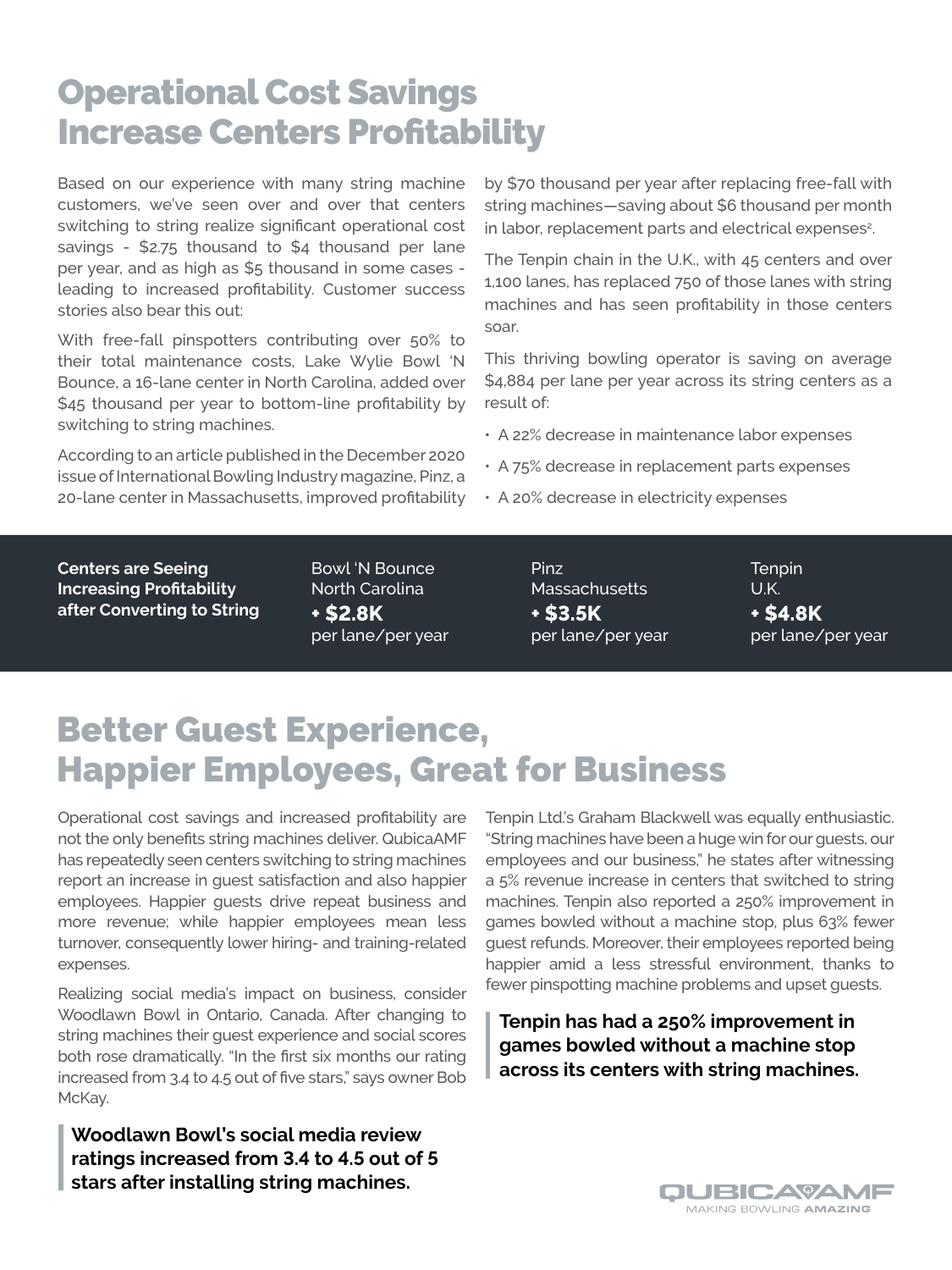# Operational Cost Savings Increase Centers Profitability

Based on our experience with many string machine customers, we've seen over and over that centers switching to string realize significant operational cost savings - $2.75 thousand to $4 thousand per lane per year, and as high as $5 thousand in some cases - leading to increased profitability. Customer success stories also bear this out:

With free-fall pinspotters contributing over 50% to their total maintenance costs, Lake Wylie Bowl 'N Bounce, a 16-lane center in North Carolina, added over $45 thousand per year to bottom-line profitability by switching to string machines.

According to an article published in the December 2020 issue of International Bowling Industry magazine, Pinz, a 20-lane center in Massachusetts, improved profitability by $70 thousand per year after replacing free-fall with string machines—saving about $6 thousand per month in labor, replacement parts and electrical expenses[2].

The Tenpin chain in the U.K., with 45 centers and over 1,100 lanes, has replaced 750 of those lanes with string machines and has seen profitability in those centers soar.

This thriving bowling operator is saving on average $4,884 per lane per year across its string centers as a result of:

- A 22% decrease in maintenance labor expenses
- A 75% decrease in replacement parts expenses
- A 20% decrease in electricity expenses

**Centers are Seeing Increasing Profitability after Converting to String**

| Bowl 'N Bounce | Pinz | Tenpin |
|---|---|---|
| North Carolina | Massachusetts | U.K. |
| **+ $2.8K** per lane/per year | **+ $3.5K** per lane/per year | **+ $4.8K** per lane/per year |

# Better Guest Experience, Happier Employees, Great for Business

Operational cost savings and increased profitability are not the only benefits string machines deliver. QubicaAMF has repeatedly seen centers switching to string machines report an increase in guest satisfaction and also happier employees. Happier guests drive repeat business and more revenue; while happier employees mean less turnover, consequently lower hiring- and training-related expenses.

Realizing social media's impact on business, consider Woodlawn Bowl in Ontario, Canada. After changing to string machines their guest experience and social scores both rose dramatically. "In the first six months our rating increased from 3.4 to 4.5 out of five stars," says owner Bob McKay.

> **Woodlawn Bowl's social media review ratings increased from 3.4 to 4.5 out of 5 stars after installing string machines.**

Tenpin Ltd.'s Graham Blackwell was equally enthusiastic. "String machines have been a huge win for our guests, our employees and our business," he states after witnessing a 5% revenue increase in centers that switched to string machines. Tenpin also reported a 250% improvement in games bowled without a machine stop, plus 63% fewer guest refunds. Moreover, their employees reported being happier amid a less stressful environment, thanks to fewer pinspotting machine problems and upset guests.

> **Tenpin has had a 250% improvement in games bowled without a machine stop across its centers with string machines.**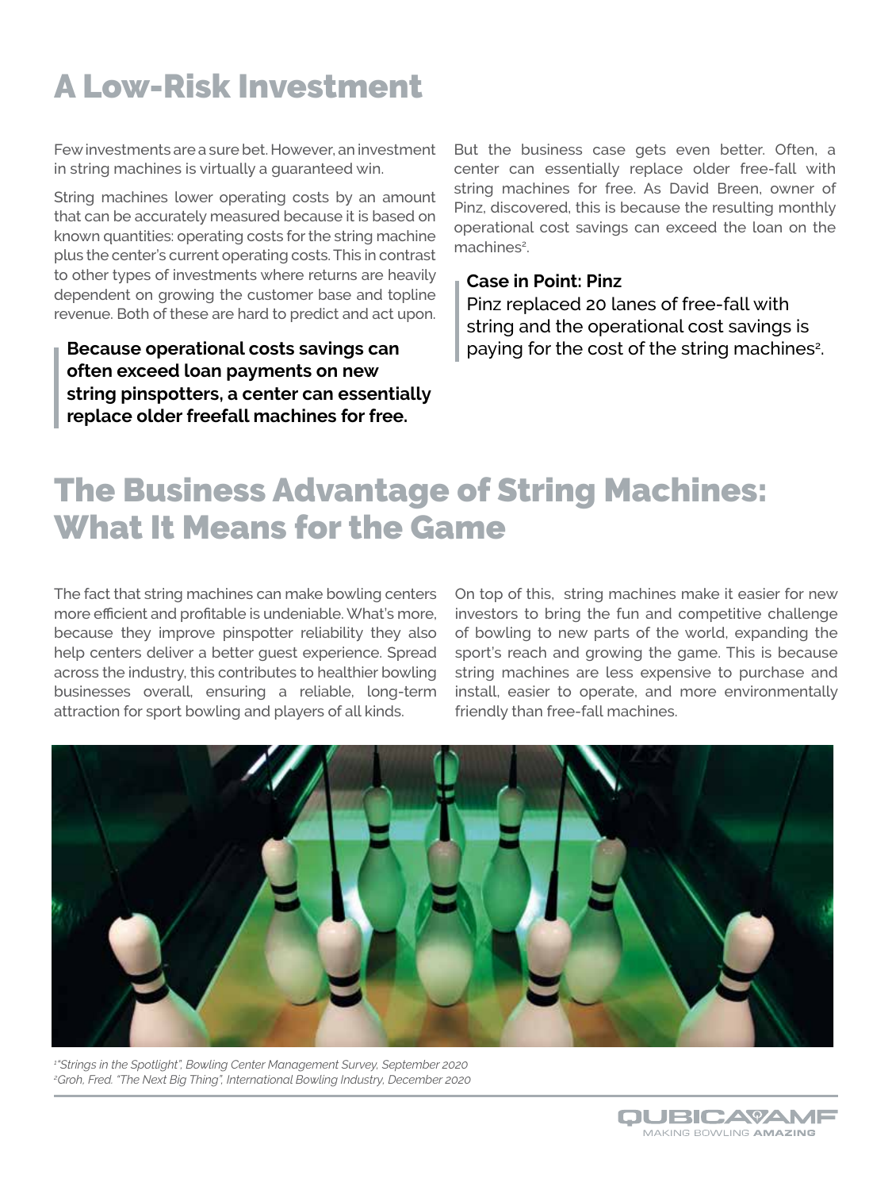# A Low-Risk Investment

Few investments are a sure bet. However, an investment in string machines is virtually a guaranteed win.

String machines lower operating costs by an amount that can be accurately measured because it is based on known quantities: operating costs for the string machine plus the center's current operating costs. This in contrast to other types of investments where returns are heavily dependent on growing the customer base and topline revenue. Both of these are hard to predict and act upon.

> **Because operational costs savings can often exceed loan payments on new string pinspotters, a center can essentially replace older freefall machines for free.**

But the business case gets even better. Often, a center can essentially replace older free-fall with string machines for free. As David Breen, owner of Pinz, discovered, this is because the resulting monthly operational cost savings can exceed the loan on the machines[2].

> **Case in Point: Pinz**
> Pinz replaced 20 lanes of free-fall with string and the operational cost savings is paying for the cost of the string machines[2].

# The Business Advantage of String Machines: What It Means for the Game

The fact that string machines can make bowling centers more efficient and profitable is undeniable. What's more, because they improve pinspotter reliability they also help centers deliver a better guest experience. Spread across the industry, this contributes to healthier bowling businesses overall, ensuring a reliable, long-term attraction for sport bowling and players of all kinds.

On top of this, string machines make it easier for new investors to bring the fun and competitive challenge of bowling to new parts of the world, expanding the sport's reach and growing the game. This is because string machines are less expensive to purchase and install, easier to operate, and more environmentally friendly than free-fall machines.

*[1] "Strings in the Spotlight", Bowling Center Management Survey, September 2020*
*[2] Groh, Fred. "The Next Big Thing", International Bowling Industry, December 2020*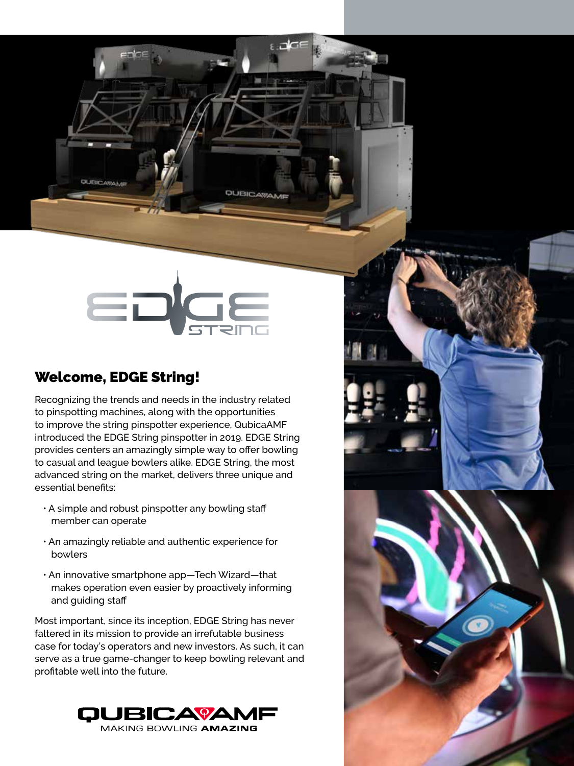## Welcome, EDGE String!

Recognizing the trends and needs in the industry related to pinspotting machines, along with the opportunities to improve the string pinspotter experience, QubicaAMF introduced the EDGE String pinspotter in 2019. EDGE String provides centers an amazingly simple way to offer bowling to casual and league bowlers alike. EDGE String, the most advanced string on the market, delivers three unique and essential benefits:

- A simple and robust pinspotter any bowling staff member can operate
- An amazingly reliable and authentic experience for bowlers
- An innovative smartphone app—Tech Wizard—that makes operation even easier by proactively informing and guiding staff

Most important, since its inception, EDGE String has never faltered in its mission to provide an irrefutable business case for today's operators and new investors. As such, it can serve as a true game-changer to keep bowling relevant and profitable well into the future.

QUBICAAMF
MAKING BOWLING **AMAZING**